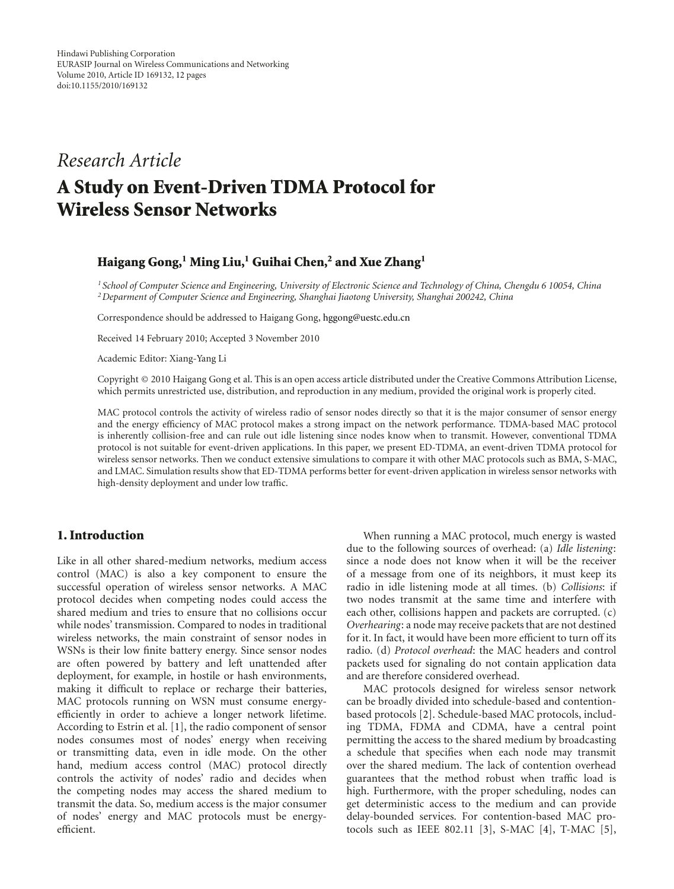Hindawi Publishing Corporation
EURASIP Journal on Wireless Communications and Networking
Volume 2010, Article ID 169132, 12 pages
doi:10.1155/2010/169132

*Research Article*

# A Study on Event-Driven TDMA Protocol for Wireless Sensor Networks

**Haigang Gong,[1] Ming Liu,[1] Guihai Chen,[2] and Xue Zhang[1]**

[1] *School of Computer Science and Engineering, University of Electronic Science and Technology of China, Chengdu 6 10054, China*
[2] *Deparment of Computer Science and Engineering, Shanghai Jiaotong University, Shanghai 200242, China*

Correspondence should be addressed to Haigang Gong, hggong@uestc.edu.cn

Received 14 February 2010; Accepted 3 November 2010

Academic Editor: Xiang-Yang Li

Copyright © 2010 Haigang Gong et al. This is an open access article distributed under the Creative Commons Attribution License, which permits unrestricted use, distribution, and reproduction in any medium, provided the original work is properly cited.

MAC protocol controls the activity of wireless radio of sensor nodes directly so that it is the major consumer of sensor energy and the energy efficiency of MAC protocol makes a strong impact on the network performance. TDMA-based MAC protocol is inherently collision-free and can rule out idle listening since nodes know when to transmit. However, conventional TDMA protocol is not suitable for event-driven applications. In this paper, we present ED-TDMA, an event-driven TDMA protocol for wireless sensor networks. Then we conduct extensive simulations to compare it with other MAC protocols such as BMA, S-MAC, and LMAC. Simulation results show that ED-TDMA performs better for event-driven application in wireless sensor networks with high-density deployment and under low traffic.

## 1. Introduction

Like in all other shared-medium networks, medium access control (MAC) is also a key component to ensure the successful operation of wireless sensor networks. A MAC protocol decides when competing nodes could access the shared medium and tries to ensure that no collisions occur while nodes' transmission. Compared to nodes in traditional wireless networks, the main constraint of sensor nodes in WSNs is their low finite battery energy. Since sensor nodes are often powered by battery and left unattended after deployment, for example, in hostile or hash environments, making it difficult to replace or recharge their batteries, MAC protocols running on WSN must consume energy-efficiently in order to achieve a longer network lifetime. According to Estrin et al. [1], the radio component of sensor nodes consumes most of nodes' energy when receiving or transmitting data, even in idle mode. On the other hand, medium access control (MAC) protocol directly controls the activity of nodes' radio and decides when the competing nodes may access the shared medium to transmit the data. So, medium access is the major consumer of nodes' energy and MAC protocols must be energy-efficient.

When running a MAC protocol, much energy is wasted due to the following sources of overhead: (a) *Idle listening*: since a node does not know when it will be the receiver of a message from one of its neighbors, it must keep its radio in idle listening mode at all times. (b) *Collisions*: if two nodes transmit at the same time and interfere with each other, collisions happen and packets are corrupted. (c) *Overhearing*: a node may receive packets that are not destined for it. In fact, it would have been more efficient to turn off its radio. (d) *Protocol overhead*: the MAC headers and control packets used for signaling do not contain application data and are therefore considered overhead.

MAC protocols designed for wireless sensor network can be broadly divided into schedule-based and contention-based protocols [2]. Schedule-based MAC protocols, including TDMA, FDMA and CDMA, have a central point permitting the access to the shared medium by broadcasting a schedule that specifies when each node may transmit over the shared medium. The lack of contention overhead guarantees that the method robust when traffic load is high. Furthermore, with the proper scheduling, nodes can get deterministic access to the medium and can provide delay-bounded services. For contention-based MAC protocols such as IEEE 802.11 [3], S-MAC [4], T-MAC [5],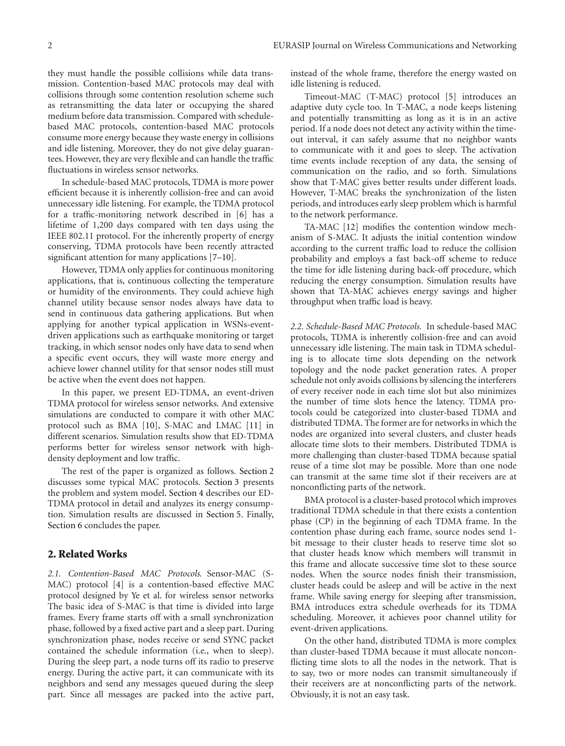they must handle the possible collisions while data transmission. Contention-based MAC protocols may deal with collisions through some contention resolution scheme such as retransmitting the data later or occupying the shared medium before data transmission. Compared with schedule-based MAC protocols, contention-based MAC protocols consume more energy because they waste energy in collisions and idle listening. Moreover, they do not give delay guarantees. However, they are very flexible and can handle the traffic fluctuations in wireless sensor networks.

In schedule-based MAC protocols, TDMA is more power efficient because it is inherently collision-free and can avoid unnecessary idle listening. For example, the TDMA protocol for a traffic-monitoring network described in [6] has a lifetime of 1,200 days compared with ten days using the IEEE 802.11 protocol. For the inherently property of energy conserving, TDMA protocols have been recently attracted significant attention for many applications [7–10].

However, TDMA only applies for continuous monitoring applications, that is, continuous collecting the temperature or humidity of the environments. They could achieve high channel utility because sensor nodes always have data to send in continuous data gathering applications. But when applying for another typical application in WSNs-event-driven applications such as earthquake monitoring or target tracking, in which sensor nodes only have data to send when a specific event occurs, they will waste more energy and achieve lower channel utility for that sensor nodes still must be active when the event does not happen.

In this paper, we present ED-TDMA, an event-driven TDMA protocol for wireless sensor networks. And extensive simulations are conducted to compare it with other MAC protocol such as BMA [10], S-MAC and LMAC [11] in different scenarios. Simulation results show that ED-TDMA performs better for wireless sensor network with high-density deployment and low traffic.

The rest of the paper is organized as follows. Section 2 discusses some typical MAC protocols. Section 3 presents the problem and system model. Section 4 describes our ED-TDMA protocol in detail and analyzes its energy consumption. Simulation results are discussed in Section 5. Finally, Section 6 concludes the paper.

## 2. Related Works

*2.1. Contention-Based MAC Protocols.* Sensor-MAC (S-MAC) protocol [4] is a contention-based effective MAC protocol designed by Ye et al. for wireless sensor networks The basic idea of S-MAC is that time is divided into large frames. Every frame starts off with a small synchronization phase, followed by a fixed active part and a sleep part. During synchronization phase, nodes receive or send SYNC packet contained the schedule information (i.e., when to sleep). During the sleep part, a node turns off its radio to preserve energy. During the active part, it can communicate with its neighbors and send any messages queued during the sleep part. Since all messages are packed into the active part, instead of the whole frame, therefore the energy wasted on idle listening is reduced.

Timeout-MAC (T-MAC) protocol [5] introduces an adaptive duty cycle too. In T-MAC, a node keeps listening and potentially transmitting as long as it is in an active period. If a node does not detect any activity within the time-out interval, it can safely assume that no neighbor wants to communicate with it and goes to sleep. The activation time events include reception of any data, the sensing of communication on the radio, and so forth. Simulations show that T-MAC gives better results under different loads. However, T-MAC breaks the synchronization of the listen periods, and introduces early sleep problem which is harmful to the network performance.

TA-MAC [12] modifies the contention window mechanism of S-MAC. It adjusts the initial contention window according to the current traffic load to reduce the collision probability and employs a fast back-off scheme to reduce the time for idle listening during back-off procedure, which reducing the energy consumption. Simulation results have shown that TA-MAC achieves energy savings and higher throughput when traffic load is heavy.

*2.2. Schedule-Based MAC Protocols.* In schedule-based MAC protocols, TDMA is inherently collision-free and can avoid unnecessary idle listening. The main task in TDMA scheduling is to allocate time slots depending on the network topology and the node packet generation rates. A proper schedule not only avoids collisions by silencing the interferers of every receiver node in each time slot but also minimizes the number of time slots hence the latency. TDMA protocols could be categorized into cluster-based TDMA and distributed TDMA. The former are for networks in which the nodes are organized into several clusters, and cluster heads allocate time slots to their members. Distributed TDMA is more challenging than cluster-based TDMA because spatial reuse of a time slot may be possible. More than one node can transmit at the same time slot if their receivers are at nonconflicting parts of the network.

BMA protocol is a cluster-based protocol which improves traditional TDMA schedule in that there exists a contention phase (CP) in the beginning of each TDMA frame. In the contention phase during each frame, source nodes send 1-bit message to their cluster heads to reserve time slot so that cluster heads know which members will transmit in this frame and allocate successive time slot to these source nodes. When the source nodes finish their transmission, cluster heads could be asleep and will be active in the next frame. While saving energy for sleeping after transmission, BMA introduces extra schedule overheads for its TDMA scheduling. Moreover, it achieves poor channel utility for event-driven applications.

On the other hand, distributed TDMA is more complex than cluster-based TDMA because it must allocate nonconflicting time slots to all the nodes in the network. That is to say, two or more nodes can transmit simultaneously if their receivers are at nonconflicting parts of the network. Obviously, it is not an easy task.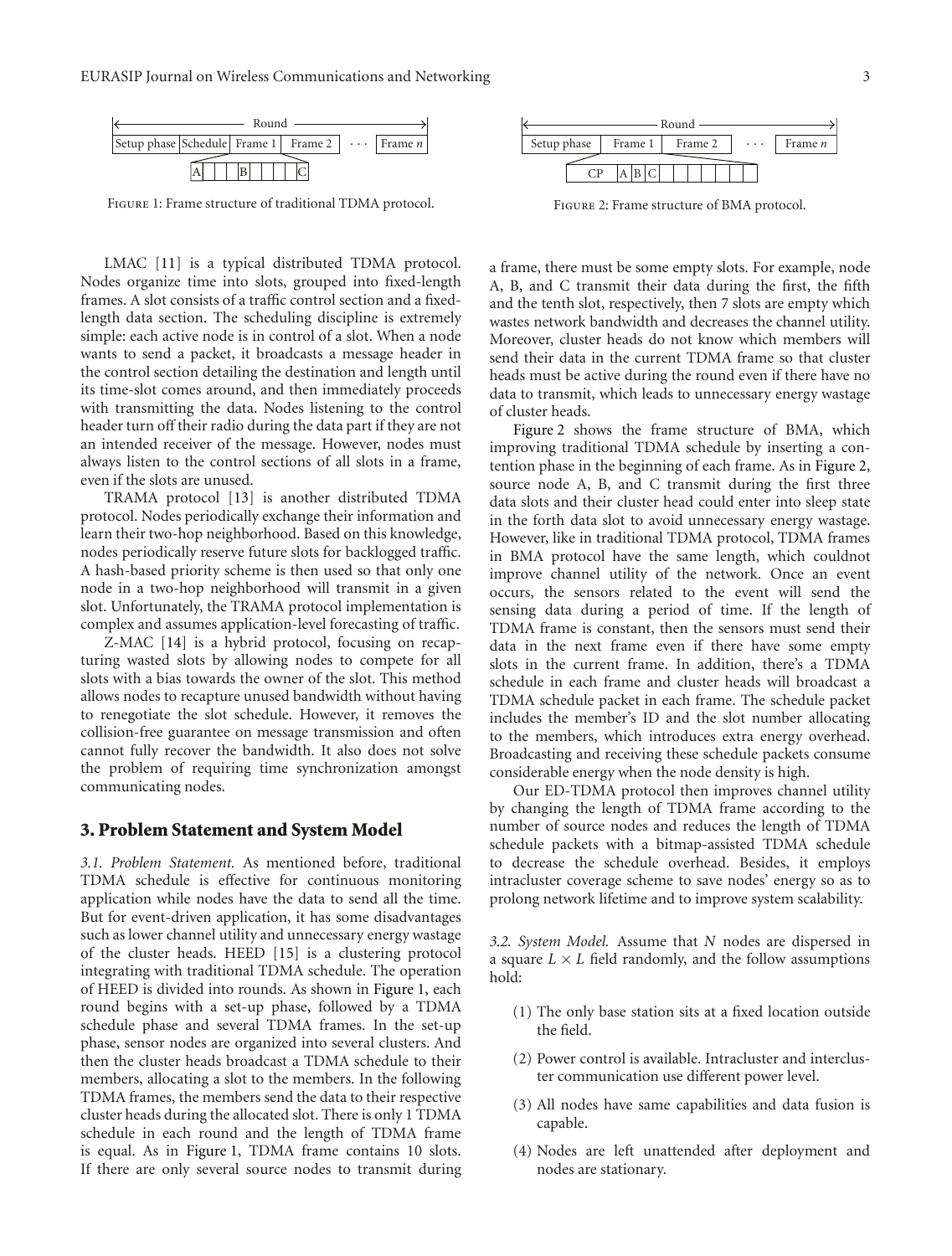Round

Setup phase | Schedule | Frame 1 | Frame 2 | ··· | Frame n

A B C

Figure 1: Frame structure of traditional TDMA protocol.

Round

Setup phase | Frame 1 | Frame 2 | ··· | Frame n

CP A B C

Figure 2: Frame structure of BMA protocol.

LMAC [11] is a typical distributed TDMA protocol. Nodes organize time into slots, grouped into fixed-length frames. A slot consists of a traffic control section and a fixed-length data section. The scheduling discipline is extremely simple: each active node is in control of a slot. When a node wants to send a packet, it broadcasts a message header in the control section detailing the destination and length until its time-slot comes around, and then immediately proceeds with transmitting the data. Nodes listening to the control header turn off their radio during the data part if they are not an intended receiver of the message. However, nodes must always listen to the control sections of all slots in a frame, even if the slots are unused.

TRAMA protocol [13] is another distributed TDMA protocol. Nodes periodically exchange their information and learn their two-hop neighborhood. Based on this knowledge, nodes periodically reserve future slots for backlogged traffic. A hash-based priority scheme is then used so that only one node in a two-hop neighborhood will transmit in a given slot. Unfortunately, the TRAMA protocol implementation is complex and assumes application-level forecasting of traffic.

Z-MAC [14] is a hybrid protocol, focusing on recapturing wasted slots by allowing nodes to compete for all slots with a bias towards the owner of the slot. This method allows nodes to recapture unused bandwidth without having to renegotiate the slot schedule. However, it removes the collision-free guarantee on message transmission and often cannot fully recover the bandwidth. It also does not solve the problem of requiring time synchronization amongst communicating nodes.

## 3. Problem Statement and System Model

*3.1. Problem Statement.* As mentioned before, traditional TDMA schedule is effective for continuous monitoring application while nodes have the data to send all the time. But for event-driven application, it has some disadvantages such as lower channel utility and unnecessary energy wastage of the cluster heads. HEED [15] is a clustering protocol integrating with traditional TDMA schedule. The operation of HEED is divided into rounds. As shown in Figure 1, each round begins with a set-up phase, followed by a TDMA schedule phase and several TDMA frames. In the set-up phase, sensor nodes are organized into several clusters. And then the cluster heads broadcast a TDMA schedule to their members, allocating a slot to the members. In the following TDMA frames, the members send the data to their respective cluster heads during the allocated slot. There is only 1 TDMA schedule in each round and the length of TDMA frame is equal. As in Figure 1, TDMA frame contains 10 slots. If there are only several source nodes to transmit during a frame, there must be some empty slots. For example, node A, B, and C transmit their data during the first, the fifth and the tenth slot, respectively, then 7 slots are empty which wastes network bandwidth and decreases the channel utility. Moreover, cluster heads do not know which members will send their data in the current TDMA frame so that cluster heads must be active during the round even if there have no data to transmit, which leads to unnecessary energy wastage of cluster heads.

Figure 2 shows the frame structure of BMA, which improving traditional TDMA schedule by inserting a contention phase in the beginning of each frame. As in Figure 2, source node A, B, and C transmit during the first three data slots and their cluster head could enter into sleep state in the forth data slot to avoid unnecessary energy wastage. However, like in traditional TDMA protocol, TDMA frames in BMA protocol have the same length, which couldnot improve channel utility of the network. Once an event occurs, the sensors related to the event will send the sensing data during a period of time. If the length of TDMA frame is constant, then the sensors must send their data in the next frame even if there have some empty slots in the current frame. In addition, there's a TDMA schedule in each frame and cluster heads will broadcast a TDMA schedule packet in each frame. The schedule packet includes the member's ID and the slot number allocating to the members, which introduces extra energy overhead. Broadcasting and receiving these schedule packets consume considerable energy when the node density is high.

Our ED-TDMA protocol then improves channel utility by changing the length of TDMA frame according to the number of source nodes and reduces the length of TDMA schedule packets with a bitmap-assisted TDMA schedule to decrease the schedule overhead. Besides, it employs intracluster coverage scheme to save nodes' energy so as to prolong network lifetime and to improve system scalability.

*3.2. System Model.* Assume that $N$ nodes are dispersed in a square $L \times L$ field randomly, and the follow assumptions hold:

(1) The only base station sits at a fixed location outside the field.

(2) Power control is available. Intracluster and intercluster communication use different power level.

(3) All nodes have same capabilities and data fusion is capable.

(4) Nodes are left unattended after deployment and nodes are stationary.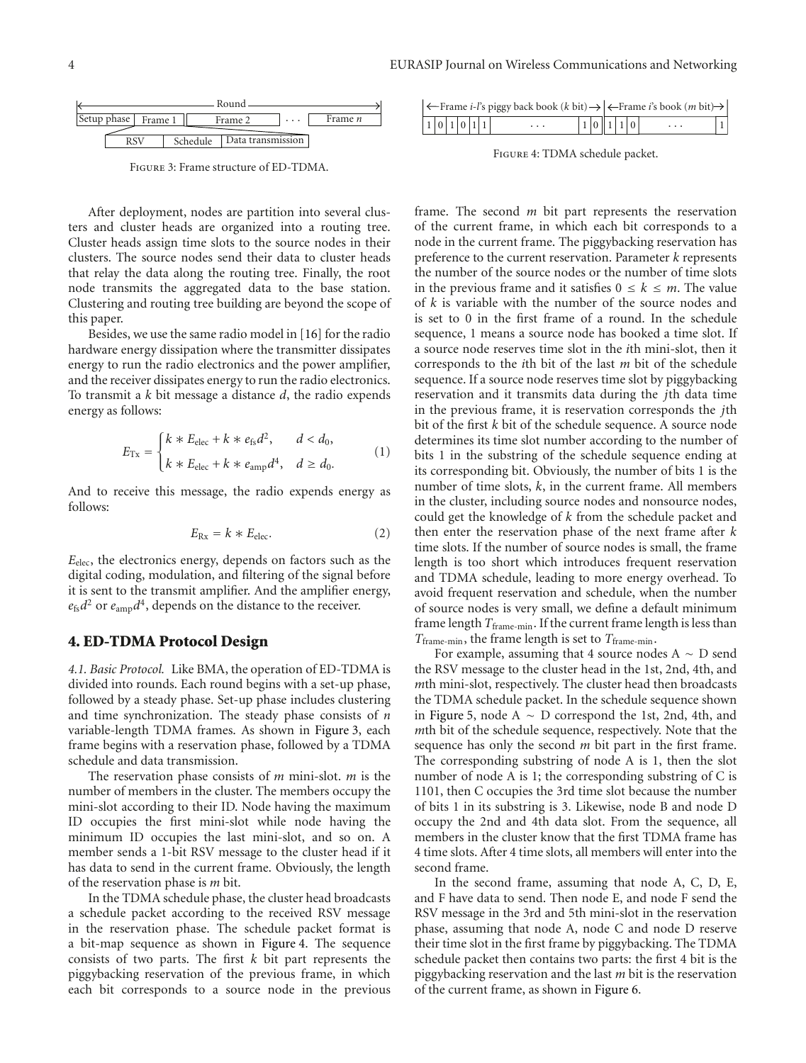| Round | | | | |
|---|---|---|---|---|
| Setup phase | Frame 1 | Frame 2 | . . . | Frame $n$ |
| RSV | Schedule | Data transmission | | |

Figure 3: Frame structure of ED-TDMA.

| ←Frame $i$-$l$'s piggy back book ($k$ bit)→ | ←Frame $i$'s book ($m$ bit)→ |
|---|---|
| 1 0 1 0 1 1 . . . | 1 0 1 1 0 . . . 1 |

Figure 4: TDMA schedule packet.

After deployment, nodes are partition into several clusters and cluster heads are organized into a routing tree. Cluster heads assign time slots to the source nodes in their clusters. The source nodes send their data to cluster heads that relay the data along the routing tree. Finally, the root node transmits the aggregated data to the base station. Clustering and routing tree building are beyond the scope of this paper.

Besides, we use the same radio model in [16] for the radio hardware energy dissipation where the transmitter dissipates energy to run the radio electronics and the power amplifier, and the receiver dissipates energy to run the radio electronics. To transmit a $k$ bit message a distance $d$, the radio expends energy as follows:

$$E_{\text{Tx}} = \begin{cases} k * E_{\text{elec}} + k * e_{\text{fs}} d^2, & d < d_0, \\ k * E_{\text{elec}} + k * e_{\text{amp}} d^4, & d \geq d_0. \end{cases} \quad (1)$$

And to receive this message, the radio expends energy as follows:

$$E_{\text{Rx}} = k * E_{\text{elec}}. \quad (2)$$

$E_{\text{elec}}$, the electronics energy, depends on factors such as the digital coding, modulation, and filtering of the signal before it is sent to the transmit amplifier. And the amplifier energy, $e_{\text{fs}} d^2$ or $e_{\text{amp}} d^4$, depends on the distance to the receiver.

## 4. ED-TDMA Protocol Design

*4.1. Basic Protocol.* Like BMA, the operation of ED-TDMA is divided into rounds. Each round begins with a set-up phase, followed by a steady phase. Set-up phase includes clustering and time synchronization. The steady phase consists of $n$ variable-length TDMA frames. As shown in Figure 3, each frame begins with a reservation phase, followed by a TDMA schedule and data transmission.

The reservation phase consists of $m$ mini-slot. $m$ is the number of members in the cluster. The members occupy the mini-slot according to their ID. Node having the maximum ID occupies the first mini-slot while node having the minimum ID occupies the last mini-slot, and so on. A member sends a 1-bit RSV message to the cluster head if it has data to send in the current frame. Obviously, the length of the reservation phase is $m$ bit.

In the TDMA schedule phase, the cluster head broadcasts a schedule packet according to the received RSV message in the reservation phase. The schedule packet format is a bit-map sequence as shown in Figure 4. The sequence consists of two parts. The first $k$ bit part represents the piggybacking reservation of the previous frame, in which each bit corresponds to a source node in the previous frame. The second $m$ bit part represents the reservation of the current frame, in which each bit corresponds to a node in the current frame. The piggybacking reservation has preference to the current reservation. Parameter $k$ represents the number of the source nodes or the number of time slots in the previous frame and it satisfies $0 \leq k \leq m$. The value of $k$ is variable with the number of the source nodes and is set to 0 in the first frame of a round. In the schedule sequence, 1 means a source node has booked a time slot. If a source node reserves time slot in the $i$th mini-slot, then it corresponds to the $i$th bit of the last $m$ bit of the schedule sequence. If a source node reserves time slot by piggybacking reservation and it transmits data during the $j$th data time in the previous frame, it is reservation corresponds the $j$th bit of the first $k$ bit of the schedule sequence. A source node determines its time slot number according to the number of bits 1 in the substring of the schedule sequence ending at its corresponding bit. Obviously, the number of bits 1 is the number of time slots, $k$, in the current frame. All members in the cluster, including source nodes and nonsource nodes, could get the knowledge of $k$ from the schedule packet and then enter the reservation phase of the next frame after $k$ time slots. If the number of source nodes is small, the frame length is too short which introduces frequent reservation and TDMA schedule, leading to more energy overhead. To avoid frequent reservation and schedule, when the number of source nodes is very small, we define a default minimum frame length $T_{\text{frame-min}}$. If the current frame length is less than $T_{\text{frame-min}}$, the frame length is set to $T_{\text{frame-min}}$.

For example, assuming that 4 source nodes A ∼ D send the RSV message to the cluster head in the 1st, 2nd, 4th, and $m$th mini-slot, respectively. The cluster head then broadcasts the TDMA schedule packet. In the schedule sequence shown in Figure 5, node A ∼ D correspond the 1st, 2nd, 4th, and $m$th bit of the schedule sequence, respectively. Note that the sequence has only the second $m$ bit part in the first frame. The corresponding substring of node A is 1, then the slot number of node A is 1; the corresponding substring of C is 1101, then C occupies the 3rd time slot because the number of bits 1 in its substring is 3. Likewise, node B and node D occupy the 2nd and 4th data slot. From the sequence, all members in the cluster know that the first TDMA frame has 4 time slots. After 4 time slots, all members will enter into the second frame.

In the second frame, assuming that node A, C, D, E, and F have data to send. Then node E, and node F send the RSV message in the 3rd and 5th mini-slot in the reservation phase, assuming that node A, node C and node D reserve their time slot in the first frame by piggybacking. The TDMA schedule packet then contains two parts: the first 4 bit is the piggybacking reservation and the last $m$ bit is the reservation of the current frame, as shown in Figure 6.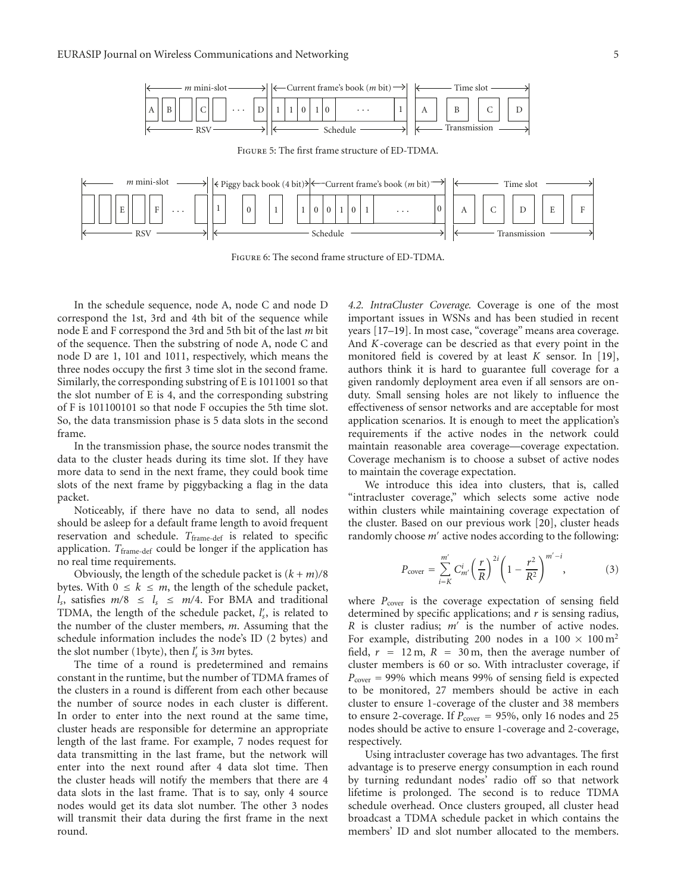m mini-slot
Current frame's book (m bit)
Time slot

A B C ··· D 1 1 0 1 0 ··· 1 A B C D

RSV
Schedule
Transmission

Figure 5: The first frame structure of ED-TDMA.

m mini-slot
Piggy back book (4 bit)
Current frame's book (m bit)
Time slot

E F ··· 1 0 1 1 0 0 1 0 1 ··· 0 A C D E F

RSV
Schedule
Transmission

Figure 6: The second frame structure of ED-TDMA.

In the schedule sequence, node A, node C and node D correspond the 1st, 3rd and 4th bit of the sequence while node E and F correspond the 3rd and 5th bit of the last $m$ bit of the sequence. Then the substring of node A, node C and node D are 1, 101 and 1011, respectively, which means the three nodes occupy the first 3 time slot in the second frame. Similarly, the corresponding substring of E is 1011001 so that the slot number of E is 4, and the corresponding substring of F is 101100101 so that node F occupies the 5th time slot. So, the data transmission phase is 5 data slots in the second frame.

In the transmission phase, the source nodes transmit the data to the cluster heads during its time slot. If they have more data to send in the next frame, they could book time slots of the next frame by piggybacking a flag in the data packet.

Noticeably, if there have no data to send, all nodes should be asleep for a default frame length to avoid frequent reservation and schedule. $T_{\text{frame-def}}$ is related to specific application. $T_{\text{frame-def}}$ could be longer if the application has no real time requirements.

Obviously, the length of the schedule packet is $(k + m)/8$ bytes. With $0 \leq k \leq m$, the length of the schedule packet, $l_s$, satisfies $m/8 \leq l_s \leq m/4$. For BMA and traditional TDMA, the length of the schedule packet, $l_s'$, is related to the number of the cluster members, $m$. Assuming that the schedule information includes the node's ID (2 bytes) and the slot number (1byte), then $l_s'$ is $3m$ bytes.

The time of a round is predetermined and remains constant in the runtime, but the number of TDMA frames of the clusters in a round is different from each other because the number of source nodes in each cluster is different. In order to enter into the next round at the same time, cluster heads are responsible for determine an appropriate length of the last frame. For example, 7 nodes request for data transmitting in the last frame, but the network will enter into the next round after 4 data slot time. Then the cluster heads will notify the members that there are 4 data slots in the last frame. That is to say, only 4 source nodes would get its data slot number. The other 3 nodes will transmit their data during the first frame in the next round.

*4.2. IntraCluster Coverage.* Coverage is one of the most important issues in WSNs and has been studied in recent years [17–19]. In most case, "coverage" means area coverage. And $K$-coverage can be descried as that every point in the monitored field is covered by at least $K$ sensor. In [19], authors think it is hard to guarantee full coverage for a given randomly deployment area even if all sensors are on-duty. Small sensing holes are not likely to influence the effectiveness of sensor networks and are acceptable for most application scenarios. It is enough to meet the application's requirements if the active nodes in the network could maintain reasonable area coverage—coverage expectation. Coverage mechanism is to choose a subset of active nodes to maintain the coverage expectation.

We introduce this idea into clusters, that is, called "intracluster coverage," which selects some active node within clusters while maintaining coverage expectation of the cluster. Based on our previous work [20], cluster heads randomly choose $m'$ active nodes according to the following:

$$P_{\text{cover}} = \sum_{i=K}^{m'} C_{m'}^{i} \left(\frac{r}{R}\right)^{2i} \left(1 - \frac{r^2}{R^2}\right)^{m'-i}, \tag{3}$$

where $P_{\text{cover}}$ is the coverage expectation of sensing field determined by specific applications; and $r$ is sensing radius, $R$ is cluster radius; $m'$ is the number of active nodes. For example, distributing 200 nodes in a $100 \times 100\,\text{m}^2$ field, $r = 12\,\text{m}$, $R = 30\,\text{m}$, then the average number of cluster members is 60 or so. With intracluster coverage, if $P_{\text{cover}} = 99\%$ which means 99% of sensing field is expected to be monitored, 27 members should be active in each cluster to ensure 1-coverage of the cluster and 38 members to ensure 2-coverage. If $P_{\text{cover}} = 95\%$, only 16 nodes and 25 nodes should be active to ensure 1-coverage and 2-coverage, respectively.

Using intracluster coverage has two advantages. The first advantage is to preserve energy consumption in each round by turning redundant nodes' radio off so that network lifetime is prolonged. The second is to reduce TDMA schedule overhead. Once clusters grouped, all cluster head broadcast a TDMA schedule packet in which contains the members' ID and slot number allocated to the members.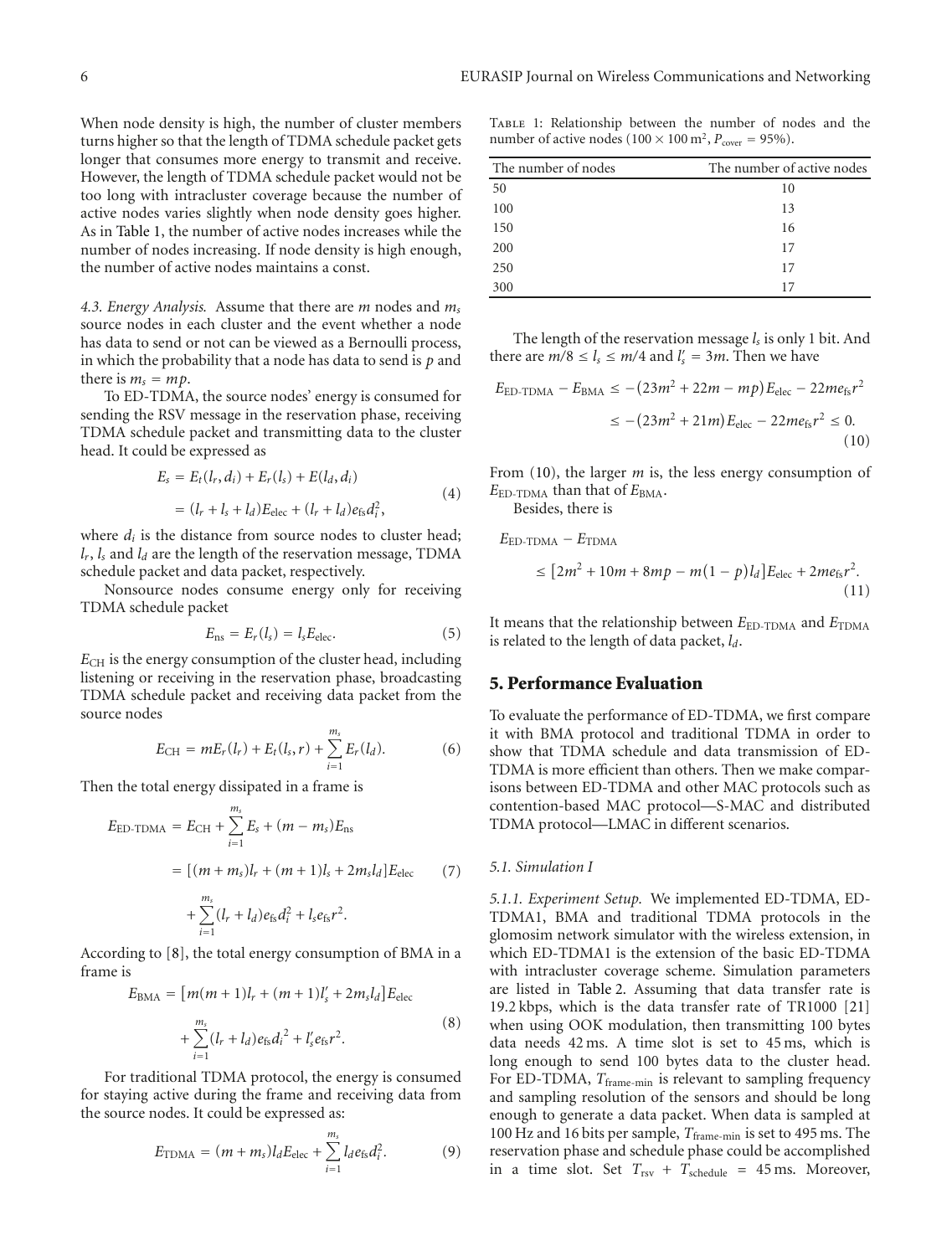When node density is high, the number of cluster members turns higher so that the length of TDMA schedule packet gets longer that consumes more energy to transmit and receive. However, the length of TDMA schedule packet would not be too long with intracluster coverage because the number of active nodes varies slightly when node density goes higher. As in Table 1, the number of active nodes increases while the number of nodes increasing. If node density is high enough, the number of active nodes maintains a const.

*4.3. Energy Analysis.* Assume that there are $m$ nodes and $m_s$ source nodes in each cluster and the event whether a node has data to send or not can be viewed as a Bernoulli process, in which the probability that a node has data to send is $p$ and there is $m_s = mp$.

To ED-TDMA, the source nodes' energy is consumed for sending the RSV message in the reservation phase, receiving TDMA schedule packet and transmitting data to the cluster head. It could be expressed as

$$E_s = E_t(l_r, d_i) + E_r(l_s) + E(l_d, d_i) = (l_r + l_s + l_d)E_{\text{elec}} + (l_r + l_d)e_{\text{fs}}d_i^2, \tag{4}$$

where $d_i$ is the distance from source nodes to cluster head; $l_r$, $l_s$ and $l_d$ are the length of the reservation message, TDMA schedule packet and data packet, respectively.

Nonsource nodes consume energy only for receiving TDMA schedule packet

$$E_{\text{ns}} = E_r(l_s) = l_s E_{\text{elec}}. \tag{5}$$

$E_{\text{CH}}$ is the energy consumption of the cluster head, including listening or receiving in the reservation phase, broadcasting TDMA schedule packet and receiving data packet from the source nodes

$$E_{\text{CH}} = mE_r(l_r) + E_t(l_s, r) + \sum_{i=1}^{m_s} E_r(l_d). \tag{6}$$

Then the total energy dissipated in a frame is

$$\begin{aligned} E_{\text{ED-TDMA}} &= E_{\text{CH}} + \sum_{i=1}^{m_s} E_s + (m - m_s)E_{\text{ns}} \\ &= [(m + m_s)l_r + (m+1)l_s + 2m_s l_d]E_{\text{elec}} \\ &\quad + \sum_{i=1}^{m_s}(l_r + l_d)e_{\text{fs}}d_i^2 + l_s e_{\text{fs}} r^2. \end{aligned} \tag{7}$$

According to [8], the total energy consumption of BMA in a frame is

$$\begin{aligned} E_{\text{BMA}} &= [m(m+1)l_r + (m+1)l_s' + 2m_s l_d]E_{\text{elec}} \\ &\quad + \sum_{i=1}^{m_s}(l_r + l_d)e_{\text{fs}}{d_i}^2 + l_s' e_{\text{fs}} r^2. \end{aligned} \tag{8}$$

For traditional TDMA protocol, the energy is consumed for staying active during the frame and receiving data from the source nodes. It could be expressed as:

$$E_{\text{TDMA}} = (m + m_s)l_d E_{\text{elec}} + \sum_{i=1}^{m_s} l_d e_{\text{fs}} d_i^2. \tag{9}$$

Table 1: Relationship between the number of nodes and the number of active nodes ($100 \times 100\,\text{m}^2$, $P_{\text{cover}} = 95\%$).

| The number of nodes | The number of active nodes |
|---|---|
| 50 | 10 |
| 100 | 13 |
| 150 | 16 |
| 200 | 17 |
| 250 | 17 |
| 300 | 17 |

The length of the reservation message $l_s$ is only 1 bit. And there are $m/8 \le l_s \le m/4$ and $l_s' = 3m$. Then we have

$$\begin{aligned} E_{\text{ED-TDMA}} - E_{\text{BMA}} &\le -(23m^2 + 22m - mp)E_{\text{elec}} - 22me_{\text{fs}}r^2 \\ &\le -(23m^2 + 21m)E_{\text{elec}} - 22me_{\text{fs}}r^2 \le 0. \end{aligned} \tag{10}$$

From (10), the larger $m$ is, the less energy consumption of $E_{\text{ED-TDMA}}$ than that of $E_{\text{BMA}}$.

Besides, there is

$$\begin{aligned} &E_{\text{ED-TDMA}} - E_{\text{TDMA}} \\ &\quad \le [2m^2 + 10m + 8mp - m(1-p)l_d]E_{\text{elec}} + 2me_{\text{fs}}r^2. \end{aligned} \tag{11}$$

It means that the relationship between $E_{\text{ED-TDMA}}$ and $E_{\text{TDMA}}$ is related to the length of data packet, $l_d$.

## 5. Performance Evaluation

To evaluate the performance of ED-TDMA, we first compare it with BMA protocol and traditional TDMA in order to show that TDMA schedule and data transmission of ED-TDMA is more efficient than others. Then we make comparisons between ED-TDMA and other MAC protocols such as contention-based MAC protocol—S-MAC and distributed TDMA protocol—LMAC in different scenarios.

### 5.1. Simulation I

*5.1.1. Experiment Setup.* We implemented ED-TDMA, ED-TDMA1, BMA and traditional TDMA protocols in the glomosim network simulator with the wireless extension, in which ED-TDMA1 is the extension of the basic ED-TDMA with intracluster coverage scheme. Simulation parameters are listed in Table 2. Assuming that data transfer rate is 19.2 kbps, which is the data transfer rate of TR1000 [21] when using OOK modulation, then transmitting 100 bytes data needs 42 ms. A time slot is set to 45 ms, which is long enough to send 100 bytes data to the cluster head. For ED-TDMA, $T_{\text{frame-min}}$ is relevant to sampling frequency and sampling resolution of the sensors and should be long enough to generate a data packet. When data is sampled at 100 Hz and 16 bits per sample, $T_{\text{frame-min}}$ is set to 495 ms. The reservation phase and schedule phase could be accomplished in a time slot. Set $T_{\text{rsv}} + T_{\text{schedule}} = 45\,\text{ms}$. Moreover,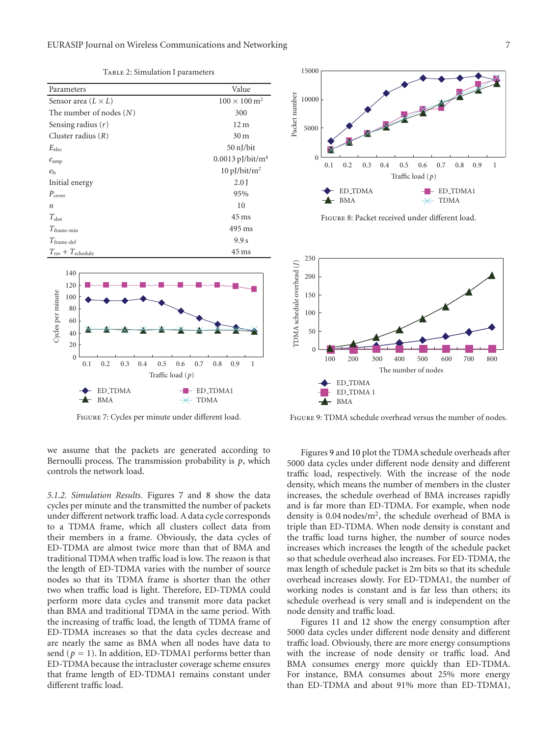Table 2: Simulation I parameters

| Parameters | Value |
|---|---|
| Sensor area ($L \times L$) | $100 \times 100\,\text{m}^2$ |
| The number of nodes ($N$) | 300 |
| Sensing radius ($r$) | 12 m |
| Cluster radius ($R$) | 30 m |
| $E_{\text{elec}}$ | 50 nJ/bit |
| $e_{\text{amp}}$ | $0.0013\,\text{pJ/bit/m}^4$ |
| $e_{\text{fs}}$ | $10\,\text{pJ/bit/m}^2$ |
| Initial energy | 2.0 J |
| $P_{\text{cover}}$ | 95% |
| $n$ | 10 |
| $T_{\text{slot}}$ | 45 ms |
| $T_{\text{frame-min}}$ | 495 ms |
| $T_{\text{frame-def}}$ | 9.9 s |
| $T_{\text{rsv}} + T_{\text{schedule}}$ | 45 ms |

Cycles per minute
140
120
100
80
60
40
20
0
0.1 0.2 0.3 0.4 0.5 0.6 0.7 0.8 0.9 1
Traffic load ($p$)
ED_TDMA
BMA
ED_TDMA1
TDMA

Figure 7: Cycles per minute under different load.

Packet number
15000
10000
5000
0
0.1 0.2 0.3 0.4 0.5 0.6 0.7 0.8 0.9 1
Traffic load ($p$)
ED_TDMA
BMA
ED_TDMA1
TDMA

Figure 8: Packet received under different load.

TDMA schedule overhead (J)
250
200
150
100
50
0
100 200 300 400 500 600 700 800
The number of nodes
ED_TDMA
ED_TDMA 1
BMA

Figure 9: TDMA schedule overhead versus the number of nodes.

we assume that the packets are generated according to Bernoulli process. The transmission probability is $p$, which controls the network load.

*5.1.2. Simulation Results.* Figures 7 and 8 show the data cycles per minute and the transmitted the number of packets under different network traffic load. A data cycle corresponds to a TDMA frame, which all clusters collect data from their members in a frame. Obviously, the data cycles of ED-TDMA are almost twice more than that of BMA and traditional TDMA when traffic load is low. The reason is that the length of ED-TDMA varies with the number of source nodes so that its TDMA frame is shorter than the other two when traffic load is light. Therefore, ED-TDMA could perform more data cycles and transmit more data packet than BMA and traditional TDMA in the same period. With the increasing of traffic load, the length of TDMA frame of ED-TDMA increases so that the data cycles decrease and are nearly the same as BMA when all nodes have data to send ($p = 1$). In addition, ED-TDMA1 performs better than ED-TDMA because the intracluster coverage scheme ensures that frame length of ED-TDMA1 remains constant under different traffic load.

Figures 9 and 10 plot the TDMA schedule overheads after 5000 data cycles under different node density and different traffic load, respectively. With the increase of the node density, which means the number of members in the cluster increases, the schedule overhead of BMA increases rapidly and is far more than ED-TDMA. For example, when node density is $0.04\,\text{nodes/m}^2$, the schedule overhead of BMA is triple than ED-TDMA. When node density is constant and the traffic load turns higher, the number of source nodes increases which increases the length of the schedule packet so that schedule overhead also increases. For ED-TDMA, the max length of schedule packet is 2m bits so that its schedule overhead increases slowly. For ED-TDMA1, the number of working nodes is constant and is far less than others; its schedule overhead is very small and is independent on the node density and traffic load.

Figures 11 and 12 show the energy consumption after 5000 data cycles under different node density and different traffic load. Obviously, there are more energy consumptions with the increase of node density or traffic load. And BMA consumes energy more quickly than ED-TDMA. For instance, BMA consumes about 25% more energy than ED-TDMA and about 91% more than ED-TDMA1,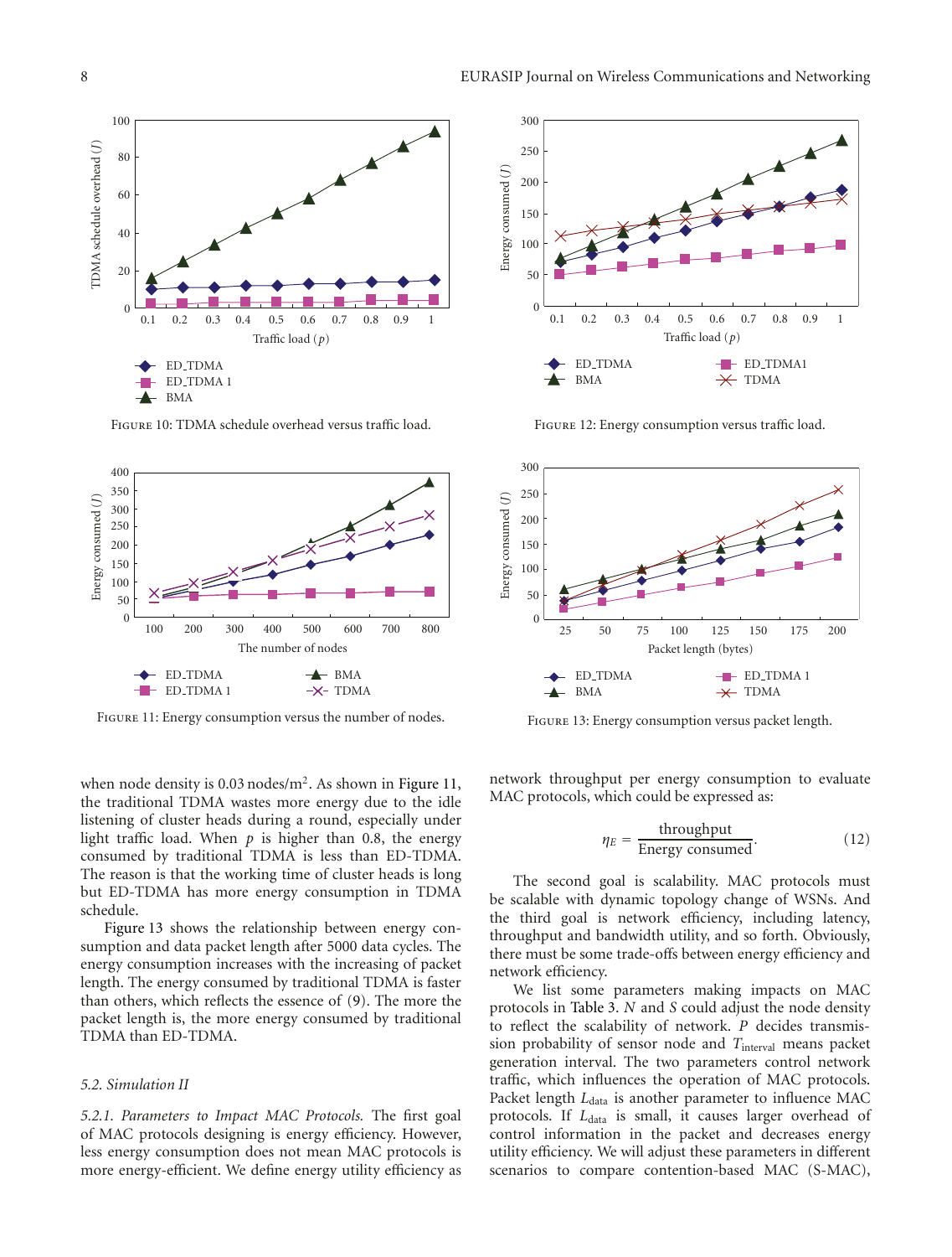TDMA schedule overhead (J)
100
80
60
40
20
0
0.1 0.2 0.3 0.4 0.5 0.6 0.7 0.8 0.9 1
Traffic load ($p$)
ED_TDMA
ED_TDMA 1
BMA

Figure 10: TDMA schedule overhead versus traffic load.

Energy consumed (J)
400
350
300
250
200
150
100
50
0
100 200 300 400 500 600 700 800
The number of nodes
ED_TDMA
ED_TDMA 1
BMA
TDMA

Figure 11: Energy consumption versus the number of nodes.

Energy consumed (J)
300
250
200
150
100
50
0
0.1 0.2 0.3 0.4 0.5 0.6 0.7 0.8 0.9 1
Traffic load ($p$)
ED_TDMA
BMA
ED_TDMA1
TDMA

Figure 12: Energy consumption versus traffic load.

Energy consumed (J)
300
250
200
150
100
50
0
25 50 75 100 125 150 175 200
Packet length (bytes)
ED_TDMA
BMA
ED_TDMA 1
TDMA

Figure 13: Energy consumption versus packet length.

when node density is 0.03 nodes/m$^2$. As shown in Figure 11, the traditional TDMA wastes more energy due to the idle listening of cluster heads during a round, especially under light traffic load. When $p$ is higher than 0.8, the energy consumed by traditional TDMA is less than ED-TDMA. The reason is that the working time of cluster heads is long but ED-TDMA has more energy consumption in TDMA schedule.

Figure 13 shows the relationship between energy consumption and data packet length after 5000 data cycles. The energy consumption increases with the increasing of packet length. The energy consumed by traditional TDMA is faster than others, which reflects the essence of (9). The more the packet length is, the more energy consumed by traditional TDMA than ED-TDMA.

### 5.2. Simulation II

*5.2.1. Parameters to Impact MAC Protocols.* The first goal of MAC protocols designing is energy efficiency. However, less energy consumption does not mean MAC protocols is more energy-efficient. We define energy utility efficiency as network throughput per energy consumption to evaluate MAC protocols, which could be expressed as:

$$\eta_E = \frac{\text{throughput}}{\text{Energy consumed}}. \tag{12}$$

The second goal is scalability. MAC protocols must be scalable with dynamic topology change of WSNs. And the third goal is network efficiency, including latency, throughput and bandwidth utility, and so forth. Obviously, there must be some trade-offs between energy efficiency and network efficiency.

We list some parameters making impacts on MAC protocols in Table 3. $N$ and $S$ could adjust the node density to reflect the scalability of network. $P$ decides transmission probability of sensor node and $T_{\text{interval}}$ means packet generation interval. The two parameters control network traffic, which influences the operation of MAC protocols. Packet length $L_{\text{data}}$ is another parameter to influence MAC protocols. If $L_{\text{data}}$ is small, it causes larger overhead of control information in the packet and decreases energy utility efficiency. We will adjust these parameters in different scenarios to compare contention-based MAC (S-MAC),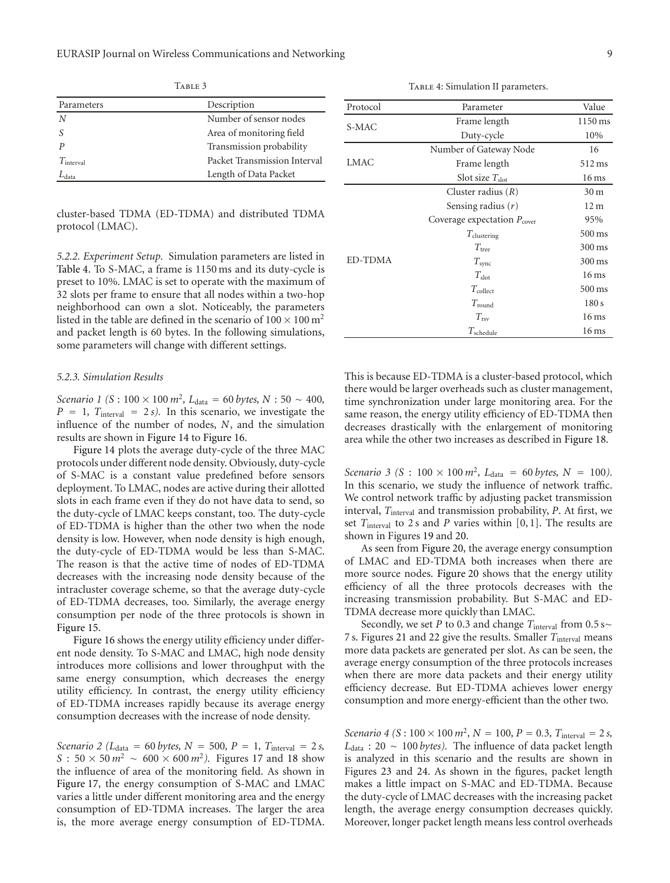Table 3

| Parameters | Description |
|---|---|
| $N$ | Number of sensor nodes |
| $S$ | Area of monitoring field |
| $P$ | Transmission probability |
| $T_{\text{interval}}$ | Packet Transmission Interval |
| $L_{\text{data}}$ | Length of Data Packet |

cluster-based TDMA (ED-TDMA) and distributed TDMA protocol (LMAC).

*5.2.2. Experiment Setup.* Simulation parameters are listed in Table 4. To S-MAC, a frame is 1150 ms and its duty-cycle is preset to 10%. LMAC is set to operate with the maximum of 32 slots per frame to ensure that all nodes within a two-hop neighborhood can own a slot. Noticeably, the parameters listed in the table are defined in the scenario of $100 \times 100\,\text{m}^2$ and packet length is 60 bytes. In the following simulations, some parameters will change with different settings.

*5.2.3. Simulation Results*

*Scenario 1 ($S$ : $100 \times 100\,m^2$, $L_{\text{data}} = 60$ bytes, $N$ : $50 \sim 400$, $P = 1$, $T_{\text{interval}} = 2\,s$).* In this scenario, we investigate the influence of the number of nodes, $N$, and the simulation results are shown in Figure 14 to Figure 16.

Figure 14 plots the average duty-cycle of the three MAC protocols under different node density. Obviously, duty-cycle of S-MAC is a constant value predefined before sensors deployment. To LMAC, nodes are active during their allotted slots in each frame even if they do not have data to send, so the duty-cycle of LMAC keeps constant, too. The duty-cycle of ED-TDMA is higher than the other two when the node density is low. However, when node density is high enough, the duty-cycle of ED-TDMA would be less than S-MAC. The reason is that the active time of nodes of ED-TDMA decreases with the increasing node density because of the intracluster coverage scheme, so that the average duty-cycle of ED-TDMA decreases, too. Similarly, the average energy consumption per node of the three protocols is shown in Figure 15.

Figure 16 shows the energy utility efficiency under different node density. To S-MAC and LMAC, high node density introduces more collisions and lower throughput with the same energy consumption, which decreases the energy utility efficiency. In contrast, the energy utility efficiency of ED-TDMA increases rapidly because its average energy consumption decreases with the increase of node density.

*Scenario 2 ($L_{\text{data}} = 60$ bytes, $N = 500$, $P = 1$, $T_{\text{interval}} = 2\,s$, $S$ : $50 \times 50\,m^2 \sim 600 \times 600\,m^2$).* Figures 17 and 18 show the influence of area of the monitoring field. As shown in Figure 17, the energy consumption of S-MAC and LMAC varies a little under different monitoring area and the energy consumption of ED-TDMA increases. The larger the area is, the more average energy consumption of ED-TDMA. This is because ED-TDMA is a cluster-based protocol, which there would be larger overheads such as cluster management, time synchronization under large monitoring area. For the same reason, the energy utility efficiency of ED-TDMA then decreases drastically with the enlargement of monitoring area while the other two increases as described in Figure 18.

Table 4: Simulation II parameters.

| Protocol | Parameter | Value |
|---|---|---|
| S-MAC | Frame length | 1150 ms |
| | Duty-cycle | 10% |
| LMAC | Number of Gateway Node | 16 |
| | Frame length | 512 ms |
| | Slot size $T_{\text{slot}}$ | 16 ms |
| ED-TDMA | Cluster radius ($R$) | 30 m |
| | Sensing radius ($r$) | 12 m |
| | Coverage expectation $P_{\text{cover}}$ | 95% |
| | $T_{\text{clustering}}$ | 500 ms |
| | $T_{\text{tree}}$ | 300 ms |
| | $T_{\text{sync}}$ | 300 ms |
| | $T_{\text{slot}}$ | 16 ms |
| | $T_{\text{collect}}$ | 500 ms |
| | $T_{\text{round}}$ | 180 s |
| | $T_{\text{rsv}}$ | 16 ms |
| | $T_{\text{schedule}}$ | 16 ms |

*Scenario 3 ($S$ : $100 \times 100\,m^2$, $L_{\text{data}} = 60$ bytes, $N = 100$).* In this scenario, we study the influence of network traffic. We control network traffic by adjusting packet transmission interval, $T_{\text{interval}}$ and transmission probability, $P$. At first, we set $T_{\text{interval}}$ to 2 s and $P$ varies within $[0, 1]$. The results are shown in Figures 19 and 20.

As seen from Figure 20, the average energy consumption of LMAC and ED-TDMA both increases when there are more source nodes. Figure 20 shows that the energy utility efficiency of all the three protocols decreases with the increasing transmission probability. But S-MAC and ED-TDMA decrease more quickly than LMAC.

Secondly, we set $P$ to 0.3 and change $T_{\text{interval}}$ from 0.5 s$\sim$ 7 s. Figures 21 and 22 give the results. Smaller $T_{\text{interval}}$ means more data packets are generated per slot. As can be seen, the average energy consumption of the three protocols increases when there are more data packets and their energy utility efficiency decrease. But ED-TDMA achieves lower energy consumption and more energy-efficient than the other two.

*Scenario 4 ($S$ : $100 \times 100\,m^2$, $N = 100$, $P = 0.3$, $T_{\text{interval}} = 2\,s$, $L_{\text{data}}$ : $20 \sim 100$ bytes).* The influence of data packet length is analyzed in this scenario and the results are shown in Figures 23 and 24. As shown in the figures, packet length makes a little impact on S-MAC and ED-TDMA. Because the duty-cycle of LMAC decreases with the increasing packet length, the average energy consumption decreases quickly. Moreover, longer packet length means less control overheads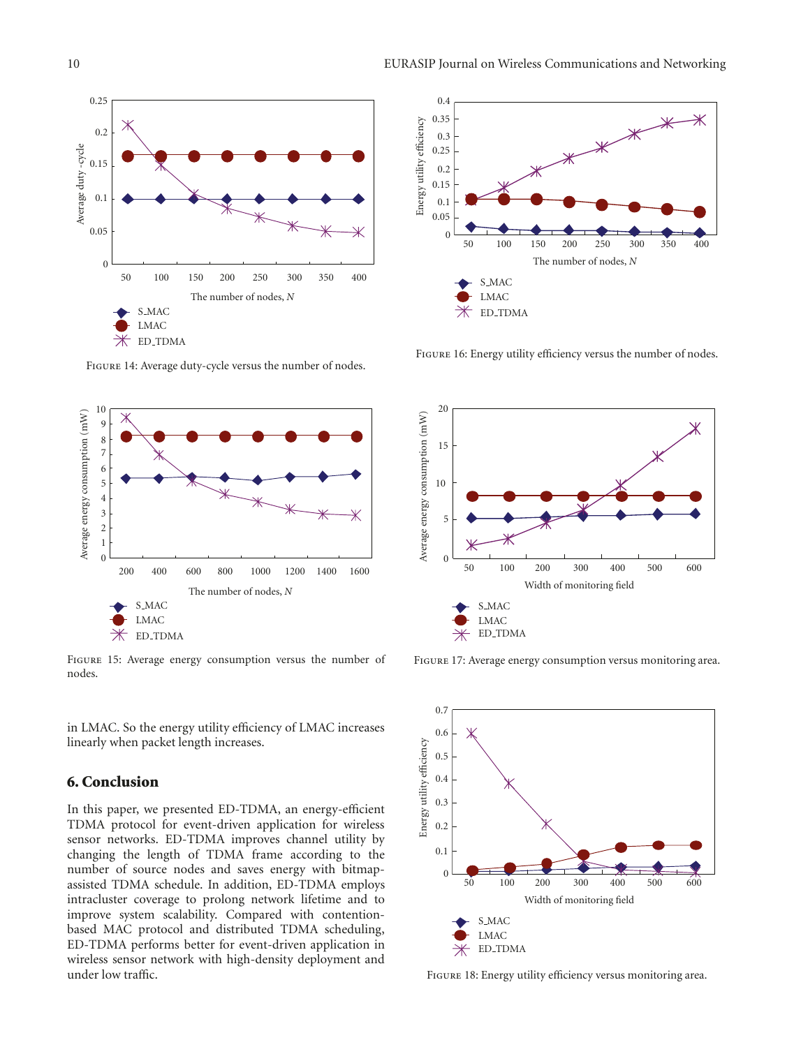Figure 14: Average duty-cycle versus the number of nodes.

Figure 16: Energy utility efficiency versus the number of nodes.

Figure 15: Average energy consumption versus the number of nodes.

Figure 17: Average energy consumption versus monitoring area.

in LMAC. So the energy utility efficiency of LMAC increases linearly when packet length increases.

## 6. Conclusion

In this paper, we presented ED-TDMA, an energy-efficient TDMA protocol for event-driven application for wireless sensor networks. ED-TDMA improves channel utility by changing the length of TDMA frame according to the number of source nodes and saves energy with bitmap-assisted TDMA schedule. In addition, ED-TDMA employs intracluster coverage to prolong network lifetime and to improve system scalability. Compared with contention-based MAC protocol and distributed TDMA scheduling, ED-TDMA performs better for event-driven application in wireless sensor network with high-density deployment and under low traffic.

Figure 18: Energy utility efficiency versus monitoring area.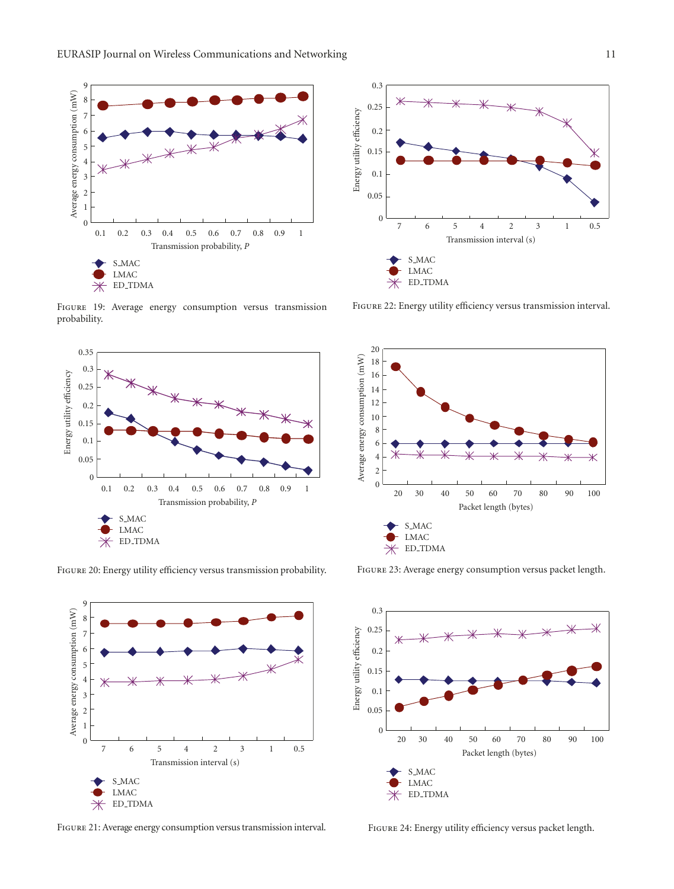9
8
7
6
5
4
3
2
1
0

Average energy consumption (mW)

0.1 0.2 0.3 0.4 0.5 0.6 0.7 0.8 0.9 1

Transmission probability, $P$

S_MAC
LMAC
ED_TDMA

Figure 19: Average energy consumption versus transmission probability.

0.35
0.3
0.25
0.2
0.15
0.1
0.05
0

Energy utility efficiency

0.1 0.2 0.3 0.4 0.5 0.6 0.7 0.8 0.9 1

Transmission probability, $P$

S_MAC
LMAC
ED_TDMA

Figure 20: Energy utility efficiency versus transmission probability.

9
8
7
6
5
4
3
2
1
0

Average energy consumption (mW)

7 6 5 4 2 3 1 0.5

Transmission interval (s)

S_MAC
LMAC
ED_TDMA

Figure 21: Average energy consumption versus transmission interval.

0.3
0.25
0.2
0.15
0.1
0.05
0

Energy utility efficiency

7 6 5 4 2 3 1 0.5

Transmission interval (s)

S_MAC
LMAC
ED_TDMA

Figure 22: Energy utility efficiency versus transmission interval.

20
18
16
14
12
10
8
6
4
2
0

Average energy consumption (mW)

20 30 40 50 60 70 80 90 100

Packet length (bytes)

S_MAC
LMAC
ED_TDMA

Figure 23: Average energy consumption versus packet length.

0.3
0.25
0.2
0.15
0.1
0.05
0

Energy utility efficiency

20 30 40 50 60 70 80 90 100

Packet length (bytes)

S_MAC
LMAC
ED_TDMA

Figure 24: Energy utility efficiency versus packet length.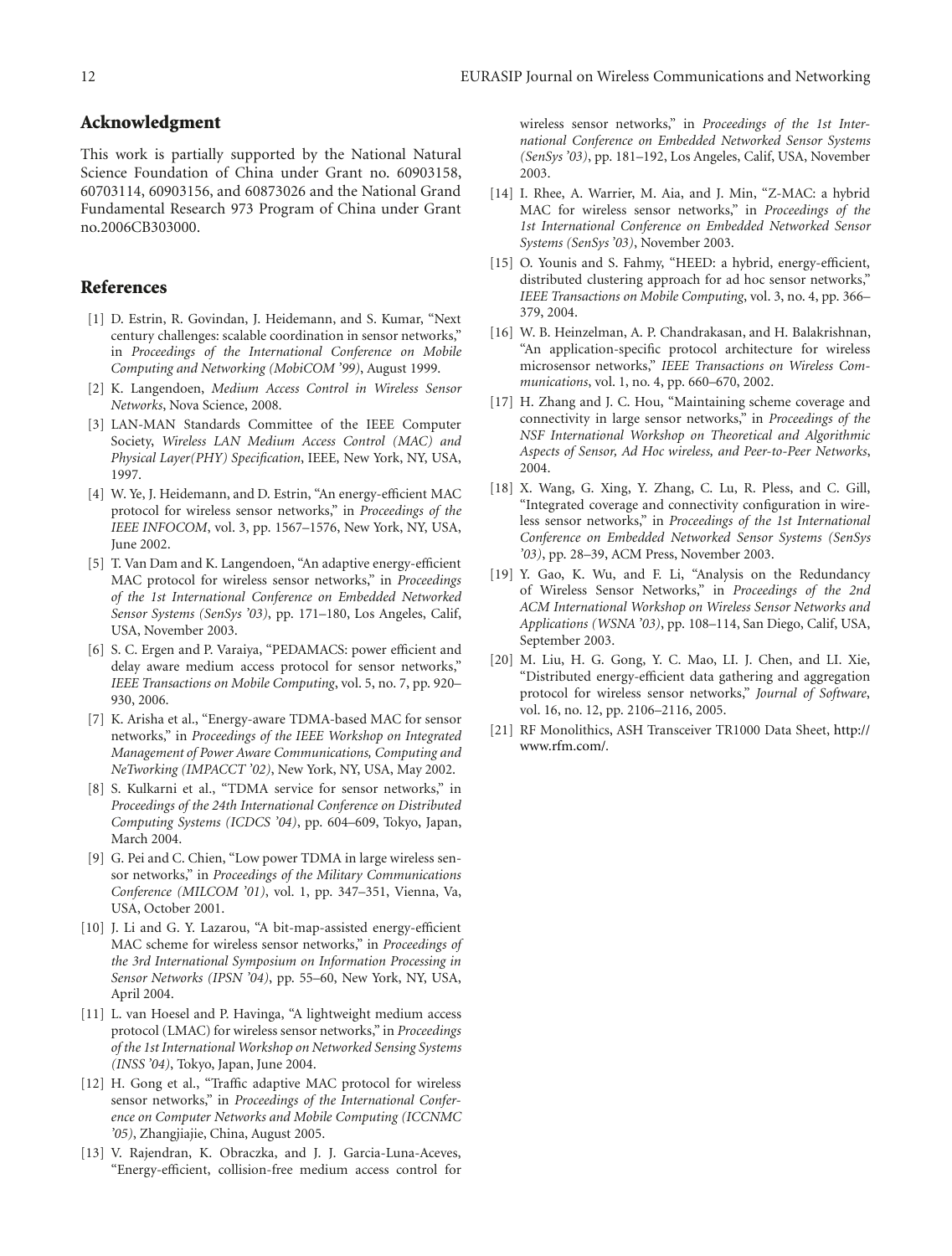## Acknowledgment

This work is partially supported by the National Natural Science Foundation of China under Grant no. 60903158, 60703114, 60903156, and 60873026 and the National Grand Fundamental Research 973 Program of China under Grant no.2006CB303000.

## References

[1] D. Estrin, R. Govindan, J. Heidemann, and S. Kumar, "Next century challenges: scalable coordination in sensor networks," in *Proceedings of the International Conference on Mobile Computing and Networking (MobiCOM '99)*, August 1999.

[2] K. Langendoen, *Medium Access Control in Wireless Sensor Networks*, Nova Science, 2008.

[3] LAN-MAN Standards Committee of the IEEE Computer Society, *Wireless LAN Medium Access Control (MAC) and Physical Layer(PHY) Specification*, IEEE, New York, NY, USA, 1997.

[4] W. Ye, J. Heidemann, and D. Estrin, "An energy-efficient MAC protocol for wireless sensor networks," in *Proceedings of the IEEE INFOCOM*, vol. 3, pp. 1567–1576, New York, NY, USA, June 2002.

[5] T. Van Dam and K. Langendoen, "An adaptive energy-efficient MAC protocol for wireless sensor networks," in *Proceedings of the 1st International Conference on Embedded Networked Sensor Systems (SenSys '03)*, pp. 171–180, Los Angeles, Calif, USA, November 2003.

[6] S. C. Ergen and P. Varaiya, "PEDAMACS: power efficient and delay aware medium access protocol for sensor networks," *IEEE Transactions on Mobile Computing*, vol. 5, no. 7, pp. 920–930, 2006.

[7] K. Arisha et al., "Energy-aware TDMA-based MAC for sensor networks," in *Proceedings of the IEEE Workshop on Integrated Management of Power Aware Communications, Computing and NeTworking (IMPACCT '02)*, New York, NY, USA, May 2002.

[8] S. Kulkarni et al., "TDMA service for sensor networks," in *Proceedings of the 24th International Conference on Distributed Computing Systems (ICDCS '04)*, pp. 604–609, Tokyo, Japan, March 2004.

[9] G. Pei and C. Chien, "Low power TDMA in large wireless sensor networks," in *Proceedings of the Military Communications Conference (MILCOM '01)*, vol. 1, pp. 347–351, Vienna, Va, USA, October 2001.

[10] J. Li and G. Y. Lazarou, "A bit-map-assisted energy-efficient MAC scheme for wireless sensor networks," in *Proceedings of the 3rd International Symposium on Information Processing in Sensor Networks (IPSN '04)*, pp. 55–60, New York, NY, USA, April 2004.

[11] L. van Hoesel and P. Havinga, "A lightweight medium access protocol (LMAC) for wireless sensor networks," in *Proceedings of the 1st International Workshop on Networked Sensing Systems (INSS '04)*, Tokyo, Japan, June 2004.

[12] H. Gong et al., "Traffic adaptive MAC protocol for wireless sensor networks," in *Proceedings of the International Conference on Computer Networks and Mobile Computing (ICCNMC '05)*, Zhangjiajie, China, August 2005.

[13] V. Rajendran, K. Obraczka, and J. J. Garcia-Luna-Aceves, "Energy-efficient, collision-free medium access control for wireless sensor networks," in *Proceedings of the 1st International Conference on Embedded Networked Sensor Systems (SenSys '03)*, pp. 181–192, Los Angeles, Calif, USA, November 2003.

[14] I. Rhee, A. Warrier, M. Aia, and J. Min, "Z-MAC: a hybrid MAC for wireless sensor networks," in *Proceedings of the 1st International Conference on Embedded Networked Sensor Systems (SenSys '03)*, November 2003.

[15] O. Younis and S. Fahmy, "HEED: a hybrid, energy-efficient, distributed clustering approach for ad hoc sensor networks," *IEEE Transactions on Mobile Computing*, vol. 3, no. 4, pp. 366–379, 2004.

[16] W. B. Heinzelman, A. P. Chandrakasan, and H. Balakrishnan, "An application-specific protocol architecture for wireless microsensor networks," *IEEE Transactions on Wireless Communications*, vol. 1, no. 4, pp. 660–670, 2002.

[17] H. Zhang and J. C. Hou, "Maintaining scheme coverage and connectivity in large sensor networks," in *Proceedings of the NSF International Workshop on Theoretical and Algorithmic Aspects of Sensor, Ad Hoc wireless, and Peer-to-Peer Networks*, 2004.

[18] X. Wang, G. Xing, Y. Zhang, C. Lu, R. Pless, and C. Gill, "Integrated coverage and connectivity configuration in wireless sensor networks," in *Proceedings of the 1st International Conference on Embedded Networked Sensor Systems (SenSys '03)*, pp. 28–39, ACM Press, November 2003.

[19] Y. Gao, K. Wu, and F. Li, "Analysis on the Redundancy of Wireless Sensor Networks," in *Proceedings of the 2nd ACM International Workshop on Wireless Sensor Networks and Applications (WSNA '03)*, pp. 108–114, San Diego, Calif, USA, September 2003.

[20] M. Liu, H. G. Gong, Y. C. Mao, LI. J. Chen, and LI. Xie, "Distributed energy-efficient data gathering and aggregation protocol for wireless sensor networks," *Journal of Software*, vol. 16, no. 12, pp. 2106–2116, 2005.

[21] RF Monolithics, ASH Transceiver TR1000 Data Sheet, http://www.rfm.com/.